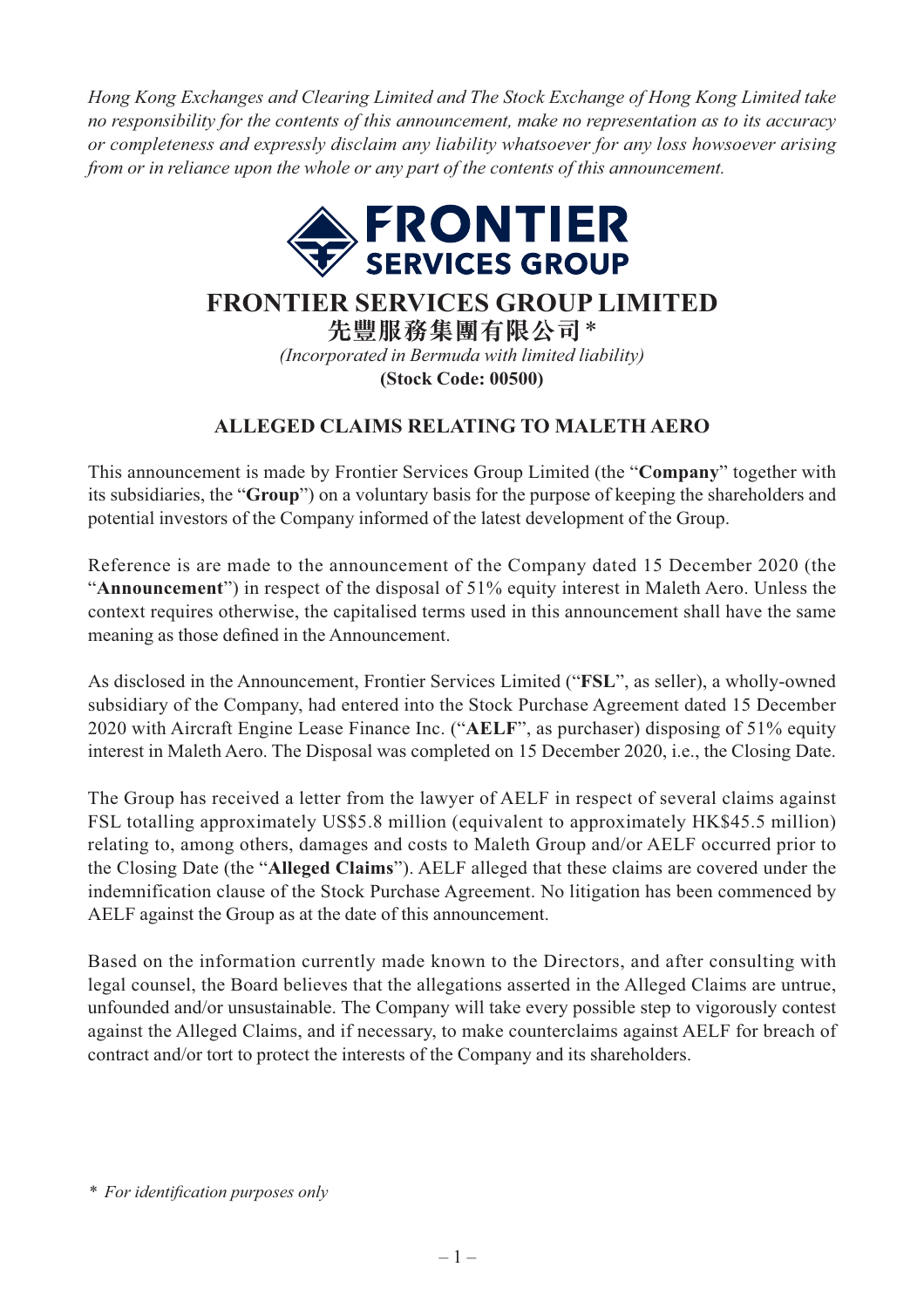*Hong Kong Exchanges and Clearing Limited and The Stock Exchange of Hong Kong Limited take no responsibility for the contents of this announcement, make no representation as to its accuracy or completeness and expressly disclaim any liability whatsoever for any loss howsoever arising from or in reliance upon the whole or any part of the contents of this announcement.*

# FRONTIER SERVICES GROUP LIMITED

**先豐服務集團有限公司** *

*(Incorporated in Bermuda with limited liability)*

**(Stock Code: 00500)**

## ALLEGED CLAIMS RELATING TO MALETH AERO

This announcement is made by Frontier Services Group Limited (the "**Company**" together with its subsidiaries, the "**Group**") on a voluntary basis for the purpose of keeping the shareholders and potential investors of the Company informed of the latest development of the Group.

Reference is are made to the announcement of the Company dated 15 December 2020 (the "**Announcement**") in respect of the disposal of 51% equity interest in Maleth Aero. Unless the context requires otherwise, the capitalised terms used in this announcement shall have the same meaning as those defined in the Announcement.

As disclosed in the Announcement, Frontier Services Limited ("**FSL**", as seller), a wholly-owned subsidiary of the Company, had entered into the Stock Purchase Agreement dated 15 December 2020 with Aircraft Engine Lease Finance Inc. ("**AELF**", as purchaser) disposing of 51% equity interest in Maleth Aero. The Disposal was completed on 15 December 2020, i.e., the Closing Date.

The Group has received a letter from the lawyer of AELF in respect of several claims against FSL totalling approximately US$5.8 million (equivalent to approximately HK$45.5 million) relating to, among others, damages and costs to Maleth Group and/or AELF occurred prior to the Closing Date (the "**Alleged Claims**"). AELF alleged that these claims are covered under the indemnification clause of the Stock Purchase Agreement. No litigation has been commenced by AELF against the Group as at the date of this announcement.

Based on the information currently made known to the Directors, and after consulting with legal counsel, the Board believes that the allegations asserted in the Alleged Claims are untrue, unfounded and/or unsustainable. The Company will take every possible step to vigorously contest against the Alleged Claims, and if necessary, to make counterclaims against AELF for breach of contract and/or tort to protect the interests of the Company and its shareholders.

\* *For identification purposes only*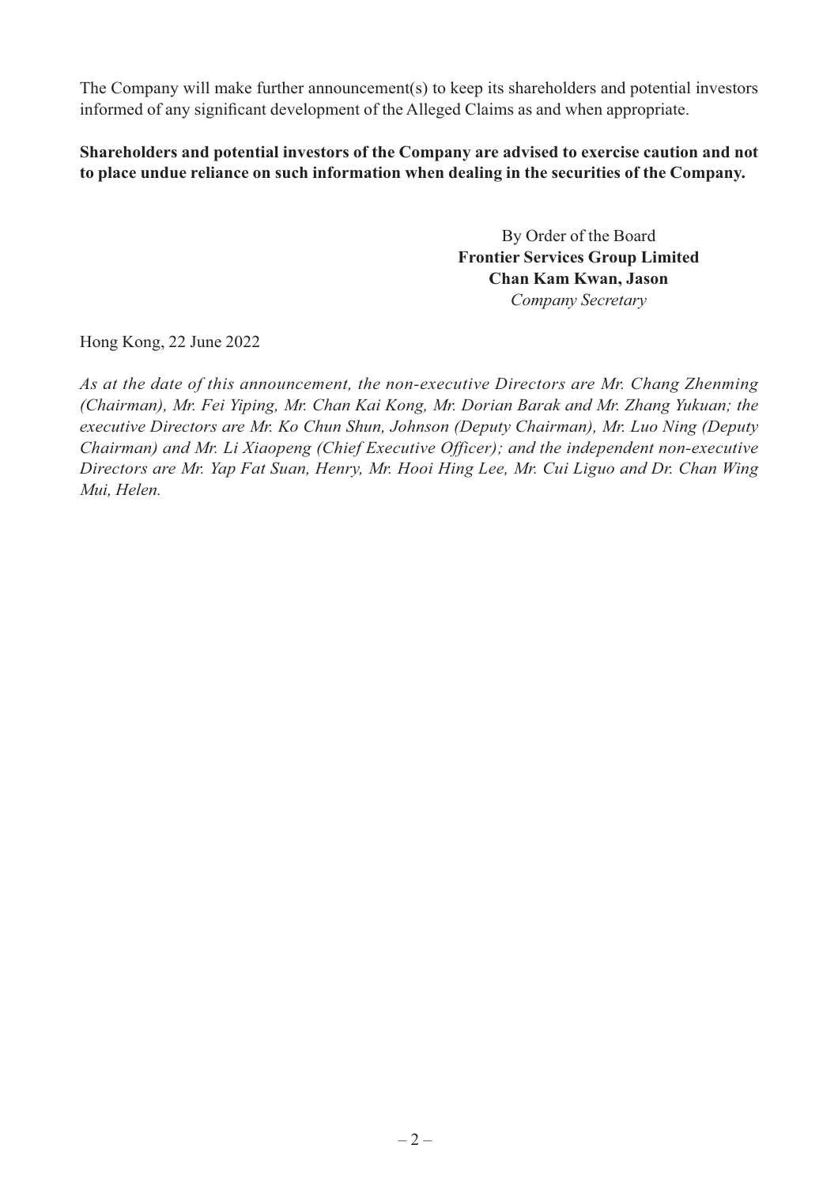The Company will make further announcement(s) to keep its shareholders and potential investors informed of any significant development of the Alleged Claims as and when appropriate.

**Shareholders and potential investors of the Company are advised to exercise caution and not to place undue reliance on such information when dealing in the securities of the Company.**

By Order of the Board
**Frontier Services Group Limited**
**Chan Kam Kwan, Jason**
*Company Secretary*

Hong Kong, 22 June 2022

*As at the date of this announcement, the non-executive Directors are Mr. Chang Zhenming (Chairman), Mr. Fei Yiping, Mr. Chan Kai Kong, Mr. Dorian Barak and Mr. Zhang Yukuan; the executive Directors are Mr. Ko Chun Shun, Johnson (Deputy Chairman), Mr. Luo Ning (Deputy Chairman) and Mr. Li Xiaopeng (Chief Executive Officer); and the independent non-executive Directors are Mr. Yap Fat Suan, Henry, Mr. Hooi Hing Lee, Mr. Cui Liguo and Dr. Chan Wing Mui, Helen.*